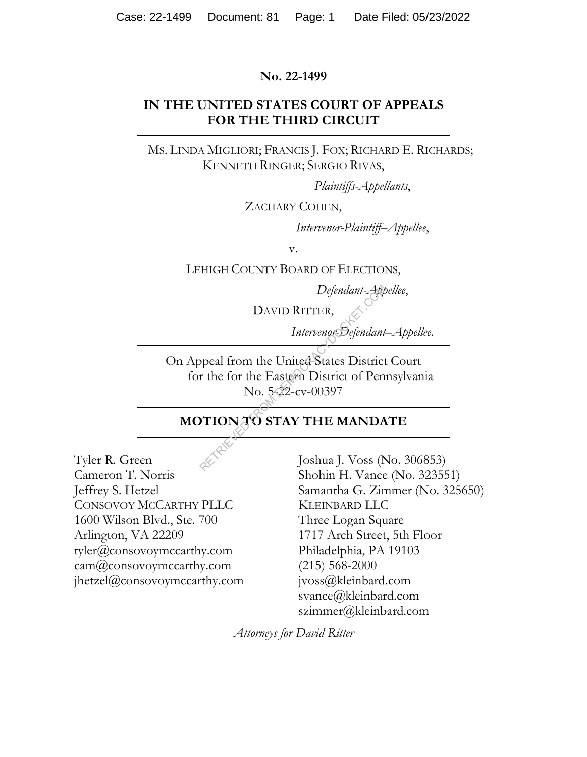**No. 22-1499**

---

**IN THE UNITED STATES COURT OF APPEALS FOR THE THIRD CIRCUIT**

---

MS. LINDA MIGLIORI; FRANCIS J. FOX; RICHARD E. RICHARDS; KENNETH RINGER; SERGIO RIVAS,

*Plaintiffs-Appellants*,

ZACHARY COHEN,

*Intervenor-Plaintiff–Appellee*,

v.

LEHIGH COUNTY BOARD OF ELECTIONS,

*Defendant-Appellee*,

DAVID RITTER,

*Intervenor-Defendant–Appellee*.

---

On Appeal from the United States District Court for the for the Eastern District of Pennsylvania No. 5-22-cv-00397

---

**MOTION TO STAY THE MANDATE**

---

Tyler R. Green
Cameron T. Norris
Jeffrey S. Hetzel
CONSOVOY MCCARTHY PLLC
1600 Wilson Blvd., Ste. 700
Arlington, VA 22209
tyler@consovoymccarthy.com
cam@consovoymccarthy.com
jhetzel@consovoymccarthy.com

Joshua J. Voss (No. 306853)
Shohin H. Vance (No. 323551)
Samantha G. Zimmer (No. 325650)
KLEINBARD LLC
Three Logan Square
1717 Arch Street, 5th Floor
Philadelphia, PA 19103
(215) 568-2000
jvoss@kleinbard.com
svance@kleinbard.com
szimmer@kleinbard.com

*Attorneys for David Ritter*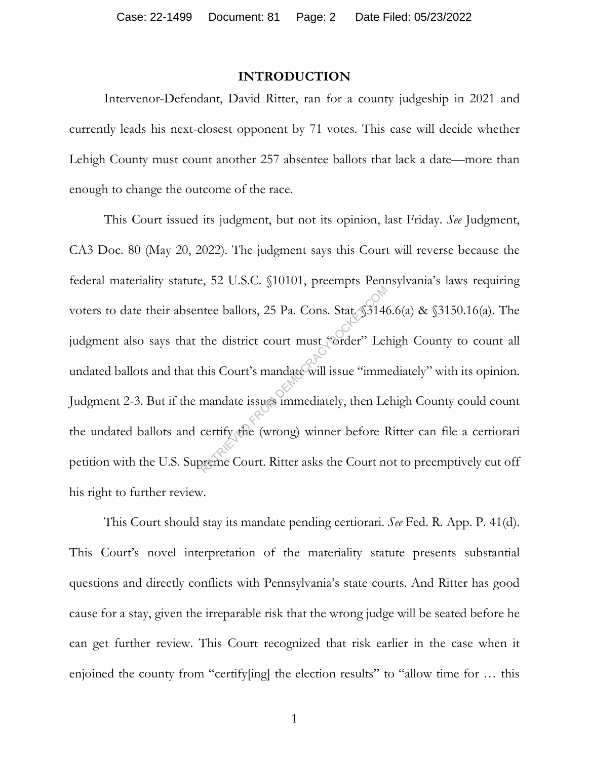## INTRODUCTION

Intervenor-Defendant, David Ritter, ran for a county judgeship in 2021 and currently leads his next-closest opponent by 71 votes. This case will decide whether Lehigh County must count another 257 absentee ballots that lack a date—more than enough to change the outcome of the race.

This Court issued its judgment, but not its opinion, last Friday. *See* Judgment, CA3 Doc. 80 (May 20, 2022). The judgment says this Court will reverse because the federal materiality statute, 52 U.S.C. §10101, preempts Pennsylvania's laws requiring voters to date their absentee ballots, 25 Pa. Cons. Stat. §3146.6(a) & §3150.16(a). The judgment also says that the district court must "order" Lehigh County to count all undated ballots and that this Court's mandate will issue "immediately" with its opinion. Judgment 2-3. But if the mandate issues immediately, then Lehigh County could count the undated ballots and certify the (wrong) winner before Ritter can file a certiorari petition with the U.S. Supreme Court. Ritter asks the Court not to preemptively cut off his right to further review.

This Court should stay its mandate pending certiorari. *See* Fed. R. App. P. 41(d). This Court's novel interpretation of the materiality statute presents substantial questions and directly conflicts with Pennsylvania's state courts. And Ritter has good cause for a stay, given the irreparable risk that the wrong judge will be seated before he can get further review. This Court recognized that risk earlier in the case when it enjoined the county from "certify[ing] the election results" to "allow time for … this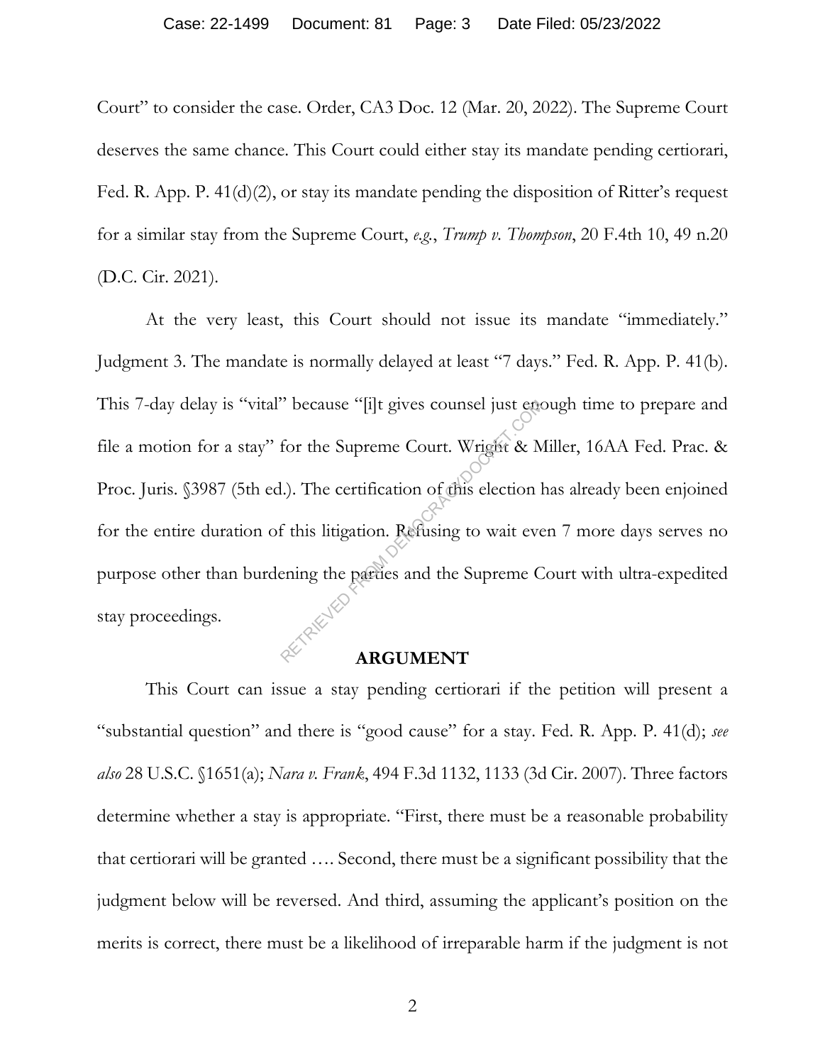Court" to consider the case. Order, CA3 Doc. 12 (Mar. 20, 2022). The Supreme Court deserves the same chance. This Court could either stay its mandate pending certiorari, Fed. R. App. P. 41(d)(2), or stay its mandate pending the disposition of Ritter's request for a similar stay from the Supreme Court, *e.g.*, *Trump v. Thompson*, 20 F.4th 10, 49 n.20 (D.C. Cir. 2021).

At the very least, this Court should not issue its mandate "immediately." Judgment 3. The mandate is normally delayed at least "7 days." Fed. R. App. P. 41(b). This 7-day delay is "vital" because "[i]t gives counsel just enough time to prepare and file a motion for a stay" for the Supreme Court. Wright & Miller, 16AA Fed. Prac. & Proc. Juris. §3987 (5th ed.). The certification of this election has already been enjoined for the entire duration of this litigation. Refusing to wait even 7 more days serves no purpose other than burdening the parties and the Supreme Court with ultra-expedited stay proceedings.

## ARGUMENT

This Court can issue a stay pending certiorari if the petition will present a "substantial question" and there is "good cause" for a stay. Fed. R. App. P. 41(d); *see also* 28 U.S.C. §1651(a); *Nara v. Frank*, 494 F.3d 1132, 1133 (3d Cir. 2007). Three factors determine whether a stay is appropriate. "First, there must be a reasonable probability that certiorari will be granted …. Second, there must be a significant possibility that the judgment below will be reversed. And third, assuming the applicant's position on the merits is correct, there must be a likelihood of irreparable harm if the judgment is not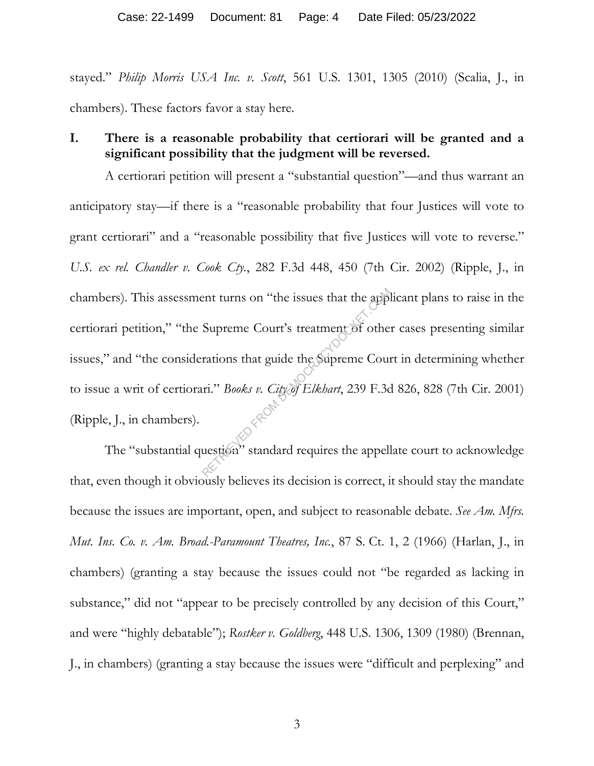stayed." *Philip Morris USA Inc. v. Scott*, 561 U.S. 1301, 1305 (2010) (Scalia, J., in chambers). These factors favor a stay here.

## I. There is a reasonable probability that certiorari will be granted and a significant possibility that the judgment will be reversed.

A certiorari petition will present a "substantial question"—and thus warrant an anticipatory stay—if there is a "reasonable probability that four Justices will vote to grant certiorari" and a "reasonable possibility that five Justices will vote to reverse." *U.S. ex rel. Chandler v. Cook Cty.*, 282 F.3d 448, 450 (7th Cir. 2002) (Ripple, J., in chambers). This assessment turns on "the issues that the applicant plans to raise in the certiorari petition," "the Supreme Court's treatment of other cases presenting similar issues," and "the considerations that guide the Supreme Court in determining whether to issue a writ of certiorari." *Books v. City of Elkhart*, 239 F.3d 826, 828 (7th Cir. 2001) (Ripple, J., in chambers).

The "substantial question" standard requires the appellate court to acknowledge that, even though it obviously believes its decision is correct, it should stay the mandate because the issues are important, open, and subject to reasonable debate. *See Am. Mfrs. Mut. Ins. Co. v. Am. Broad.-Paramount Theatres, Inc.*, 87 S. Ct. 1, 2 (1966) (Harlan, J., in chambers) (granting a stay because the issues could not "be regarded as lacking in substance," did not "appear to be precisely controlled by any decision of this Court," and were "highly debatable"); *Rostker v. Goldberg*, 448 U.S. 1306, 1309 (1980) (Brennan, J., in chambers) (granting a stay because the issues were "difficult and perplexing" and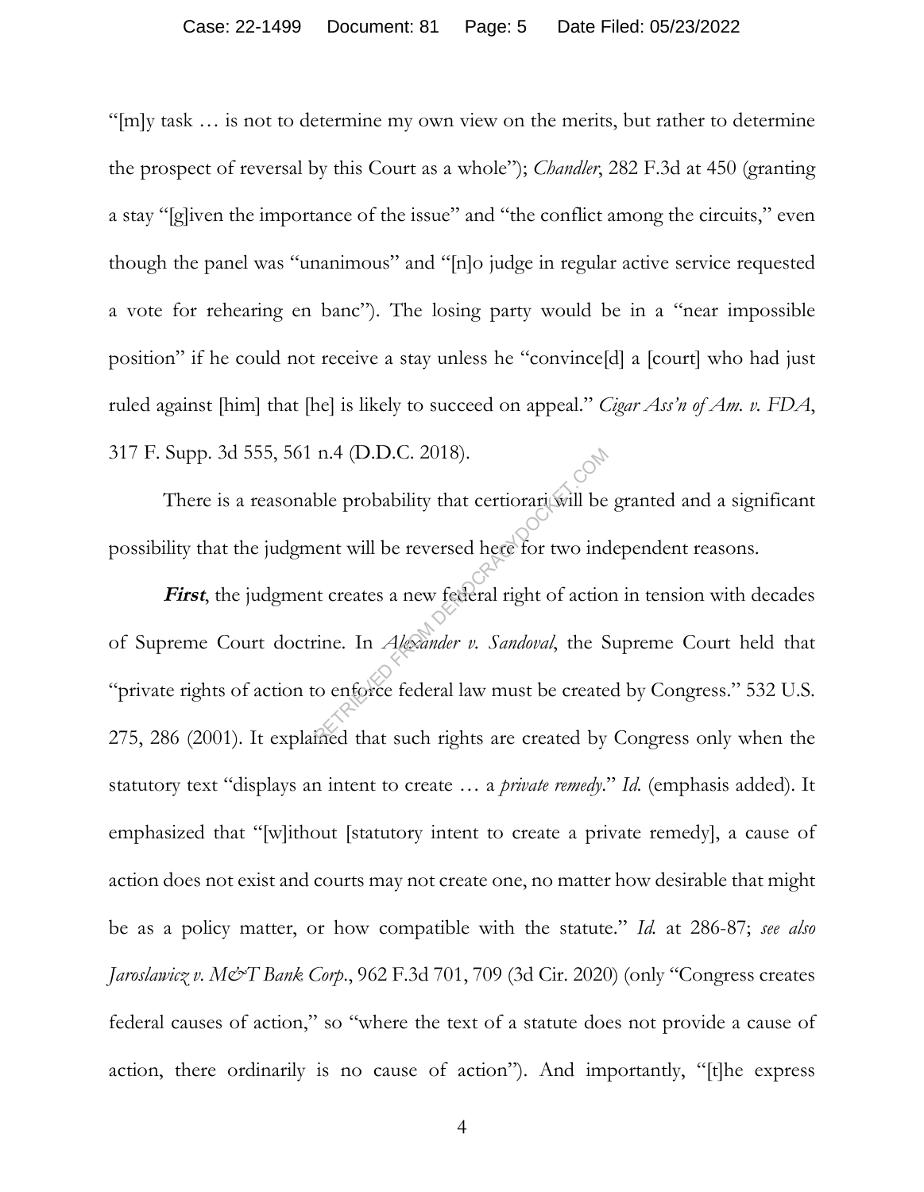"[m]y task … is not to determine my own view on the merits, but rather to determine the prospect of reversal by this Court as a whole"); *Chandler*, 282 F.3d at 450 (granting a stay "[g]iven the importance of the issue" and "the conflict among the circuits," even though the panel was "unanimous" and "[n]o judge in regular active service requested a vote for rehearing en banc"). The losing party would be in a "near impossible position" if he could not receive a stay unless he "convince[d] a [court] who had just ruled against [him] that [he] is likely to succeed on appeal." *Cigar Ass'n of Am. v. FDA*, 317 F. Supp. 3d 555, 561 n.4 (D.D.C. 2018).

There is a reasonable probability that certiorari will be granted and a significant possibility that the judgment will be reversed here for two independent reasons.

***First***, the judgment creates a new federal right of action in tension with decades of Supreme Court doctrine. In *Alexander v. Sandoval*, the Supreme Court held that "private rights of action to enforce federal law must be created by Congress." 532 U.S. 275, 286 (2001). It explained that such rights are created by Congress only when the statutory text "displays an intent to create … a *private remedy*." *Id.* (emphasis added). It emphasized that "[w]ithout [statutory intent to create a private remedy], a cause of action does not exist and courts may not create one, no matter how desirable that might be as a policy matter, or how compatible with the statute." *Id.* at 286-87; *see also Jaroslawicz v. M&T Bank Corp.*, 962 F.3d 701, 709 (3d Cir. 2020) (only "Congress creates federal causes of action," so "where the text of a statute does not provide a cause of action, there ordinarily is no cause of action"). And importantly, "[t]he express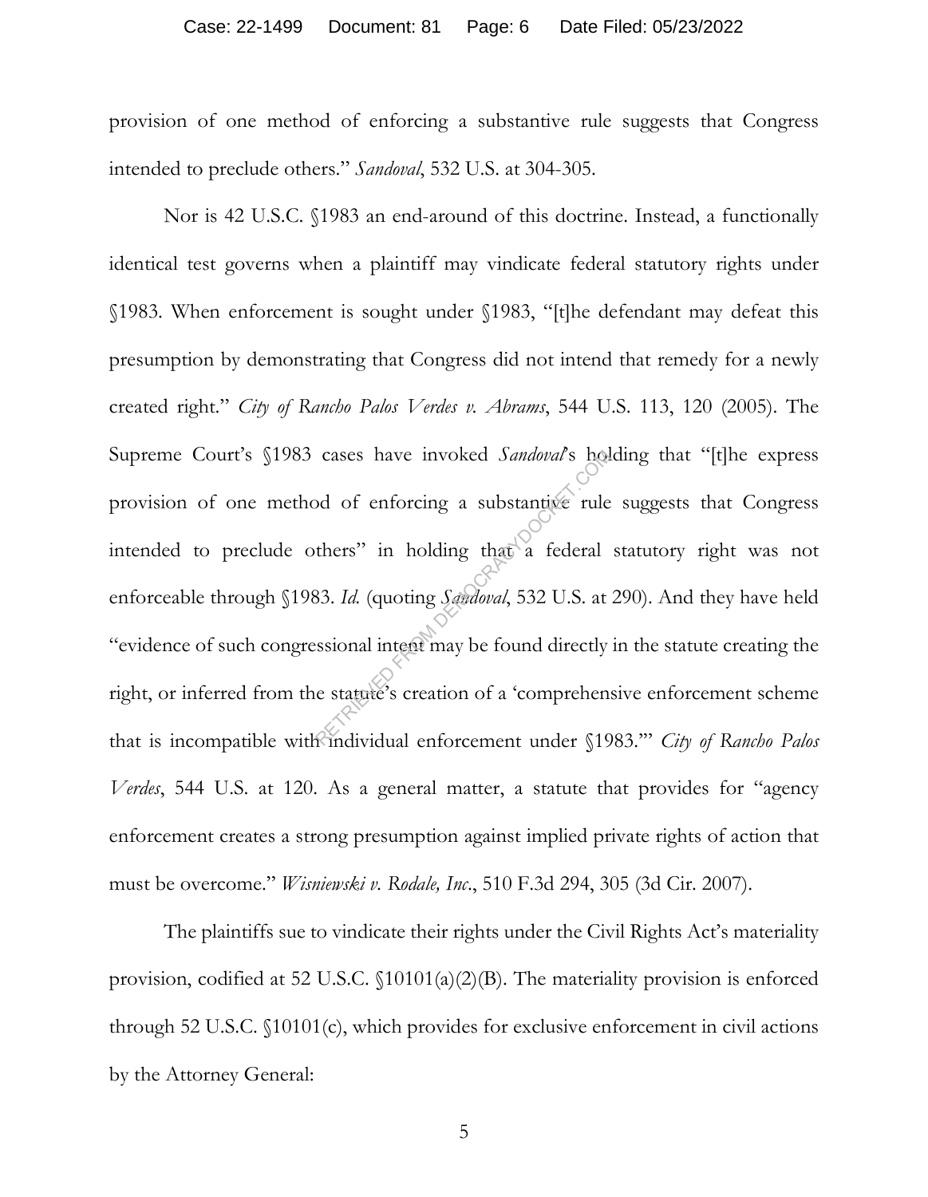provision of one method of enforcing a substantive rule suggests that Congress intended to preclude others." *Sandoval*, 532 U.S. at 304-305.

Nor is 42 U.S.C. §1983 an end-around of this doctrine. Instead, a functionally identical test governs when a plaintiff may vindicate federal statutory rights under §1983. When enforcement is sought under §1983, "[t]he defendant may defeat this presumption by demonstrating that Congress did not intend that remedy for a newly created right." *City of Rancho Palos Verdes v. Abrams*, 544 U.S. 113, 120 (2005). The Supreme Court's §1983 cases have invoked *Sandoval*'s holding that "[t]he express provision of one method of enforcing a substantive rule suggests that Congress intended to preclude others" in holding that a federal statutory right was not enforceable through §1983. *Id.* (quoting *Sandoval*, 532 U.S. at 290). And they have held "evidence of such congressional intent may be found directly in the statute creating the right, or inferred from the statute's creation of a 'comprehensive enforcement scheme that is incompatible with individual enforcement under §1983.'" *City of Rancho Palos Verdes*, 544 U.S. at 120. As a general matter, a statute that provides for "agency enforcement creates a strong presumption against implied private rights of action that must be overcome." *Wisniewski v. Rodale, Inc.*, 510 F.3d 294, 305 (3d Cir. 2007).

The plaintiffs sue to vindicate their rights under the Civil Rights Act's materiality provision, codified at 52 U.S.C. §10101(a)(2)(B). The materiality provision is enforced through 52 U.S.C. §10101(c), which provides for exclusive enforcement in civil actions by the Attorney General: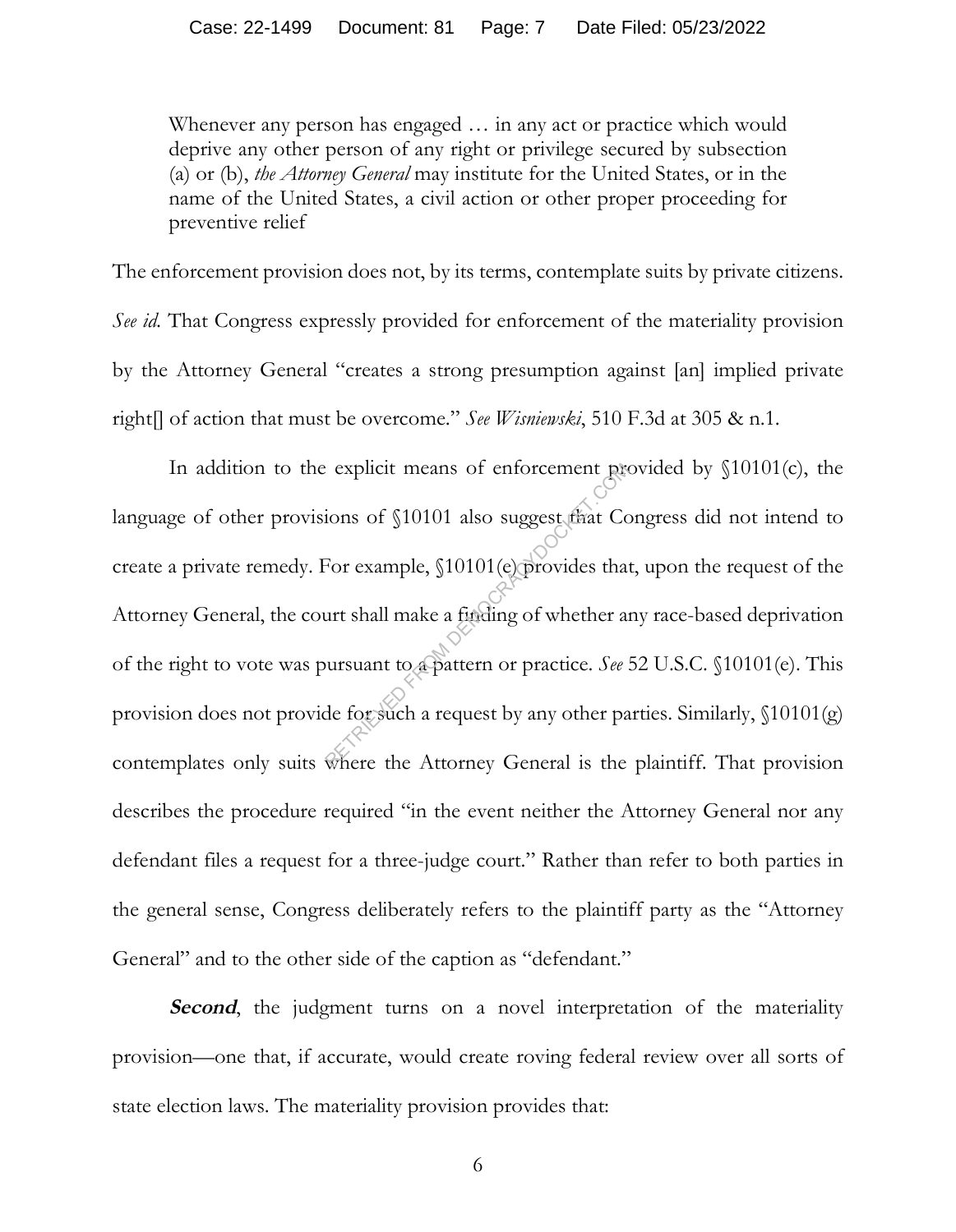> Whenever any person has engaged … in any act or practice which would deprive any other person of any right or privilege secured by subsection (a) or (b), *the Attorney General* may institute for the United States, or in the name of the United States, a civil action or other proper proceeding for preventive relief

The enforcement provision does not, by its terms, contemplate suits by private citizens. *See id.* That Congress expressly provided for enforcement of the materiality provision by the Attorney General "creates a strong presumption against [an] implied private right[] of action that must be overcome." *See Wisniewski*, 510 F.3d at 305 & n.1.

In addition to the explicit means of enforcement provided by §10101(c), the language of other provisions of §10101 also suggest that Congress did not intend to create a private remedy. For example, §10101(e) provides that, upon the request of the Attorney General, the court shall make a finding of whether any race-based deprivation of the right to vote was pursuant to a pattern or practice. *See* 52 U.S.C. §10101(e). This provision does not provide for such a request by any other parties. Similarly, §10101(g) contemplates only suits where the Attorney General is the plaintiff. That provision describes the procedure required "in the event neither the Attorney General nor any defendant files a request for a three-judge court." Rather than refer to both parties in the general sense, Congress deliberately refers to the plaintiff party as the "Attorney General" and to the other side of the caption as "defendant."

***Second***, the judgment turns on a novel interpretation of the materiality provision—one that, if accurate, would create roving federal review over all sorts of state election laws. The materiality provision provides that: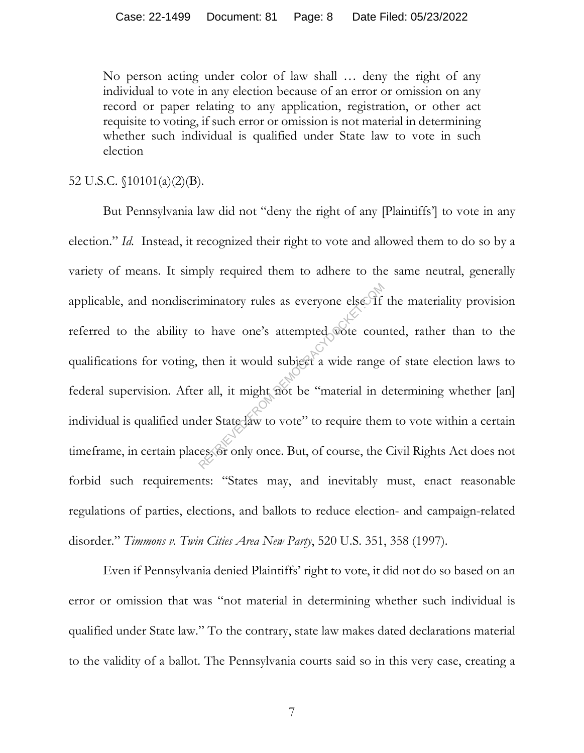> No person acting under color of law shall … deny the right of any individual to vote in any election because of an error or omission on any record or paper relating to any application, registration, or other act requisite to voting, if such error or omission is not material in determining whether such individual is qualified under State law to vote in such election

52 U.S.C. §10101(a)(2)(B).

But Pennsylvania law did not "deny the right of any [Plaintiffs'] to vote in any election." *Id.* Instead, it recognized their right to vote and allowed them to do so by a variety of means. It simply required them to adhere to the same neutral, generally applicable, and nondiscriminatory rules as everyone else. If the materiality provision referred to the ability to have one's attempted vote counted, rather than to the qualifications for voting, then it would subject a wide range of state election laws to federal supervision. After all, it might not be "material in determining whether [an] individual is qualified under State law to vote" to require them to vote within a certain timeframe, in certain places, or only once. But, of course, the Civil Rights Act does not forbid such requirements: "States may, and inevitably must, enact reasonable regulations of parties, elections, and ballots to reduce election- and campaign-related disorder." *Timmons v. Twin Cities Area New Party*, 520 U.S. 351, 358 (1997).

Even if Pennsylvania denied Plaintiffs' right to vote, it did not do so based on an error or omission that was "not material in determining whether such individual is qualified under State law." To the contrary, state law makes dated declarations material to the validity of a ballot. The Pennsylvania courts said so in this very case, creating a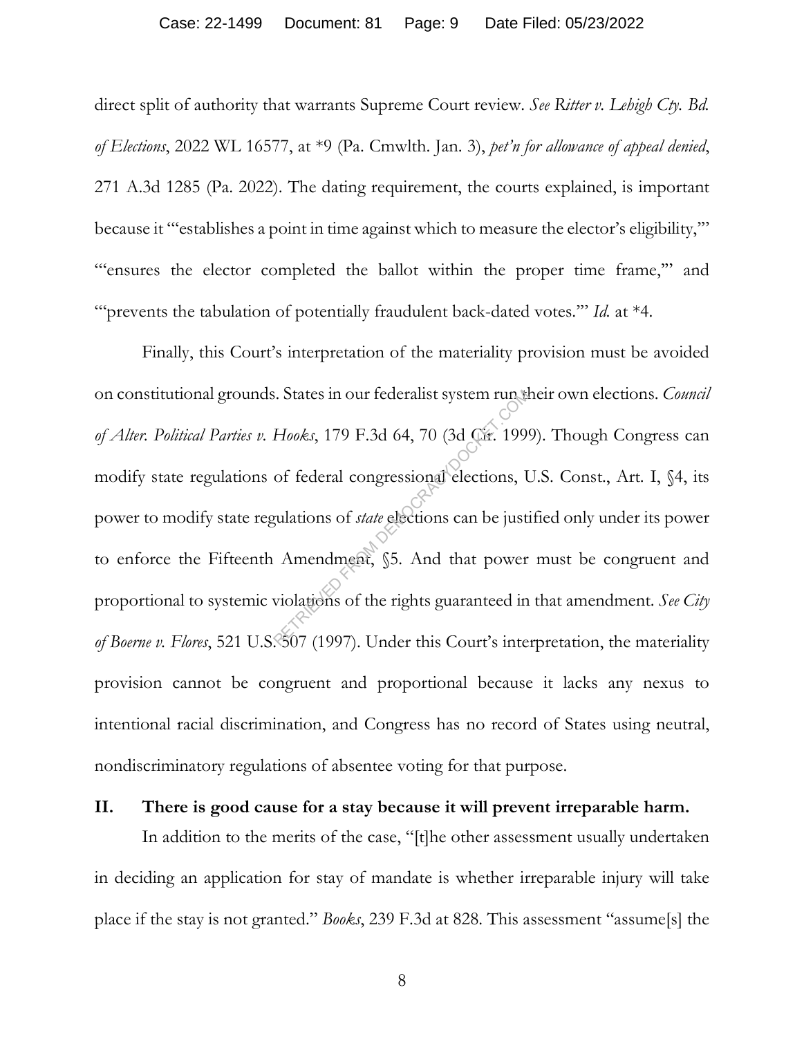direct split of authority that warrants Supreme Court review. *See Ritter v. Lehigh Cty. Bd. of Elections*, 2022 WL 16577, at *9 (Pa. Cmwlth. Jan. 3), *pet'n for allowance of appeal denied*, 271 A.3d 1285 (Pa. 2022). The dating requirement, the courts explained, is important because it "'establishes a point in time against which to measure the elector's eligibility,'" "'ensures the elector completed the ballot within the proper time frame,'" and "'prevents the tabulation of potentially fraudulent back-dated votes.'" *Id.* at *4.

Finally, this Court's interpretation of the materiality provision must be avoided on constitutional grounds. States in our federalist system run their own elections. *Council of Alter. Political Parties v. Hooks*, 179 F.3d 64, 70 (3d Cir. 1999). Though Congress can modify state regulations of federal congressional elections, U.S. Const., Art. I, §4, its power to modify state regulations of *state* elections can be justified only under its power to enforce the Fifteenth Amendment, §5. And that power must be congruent and proportional to systemic violations of the rights guaranteed in that amendment. *See City of Boerne v. Flores*, 521 U.S. 507 (1997). Under this Court's interpretation, the materiality provision cannot be congruent and proportional because it lacks any nexus to intentional racial discrimination, and Congress has no record of States using neutral, nondiscriminatory regulations of absentee voting for that purpose.

## II. There is good cause for a stay because it will prevent irreparable harm.

In addition to the merits of the case, "[t]he other assessment usually undertaken in deciding an application for stay of mandate is whether irreparable injury will take place if the stay is not granted." *Books*, 239 F.3d at 828. This assessment "assume[s] the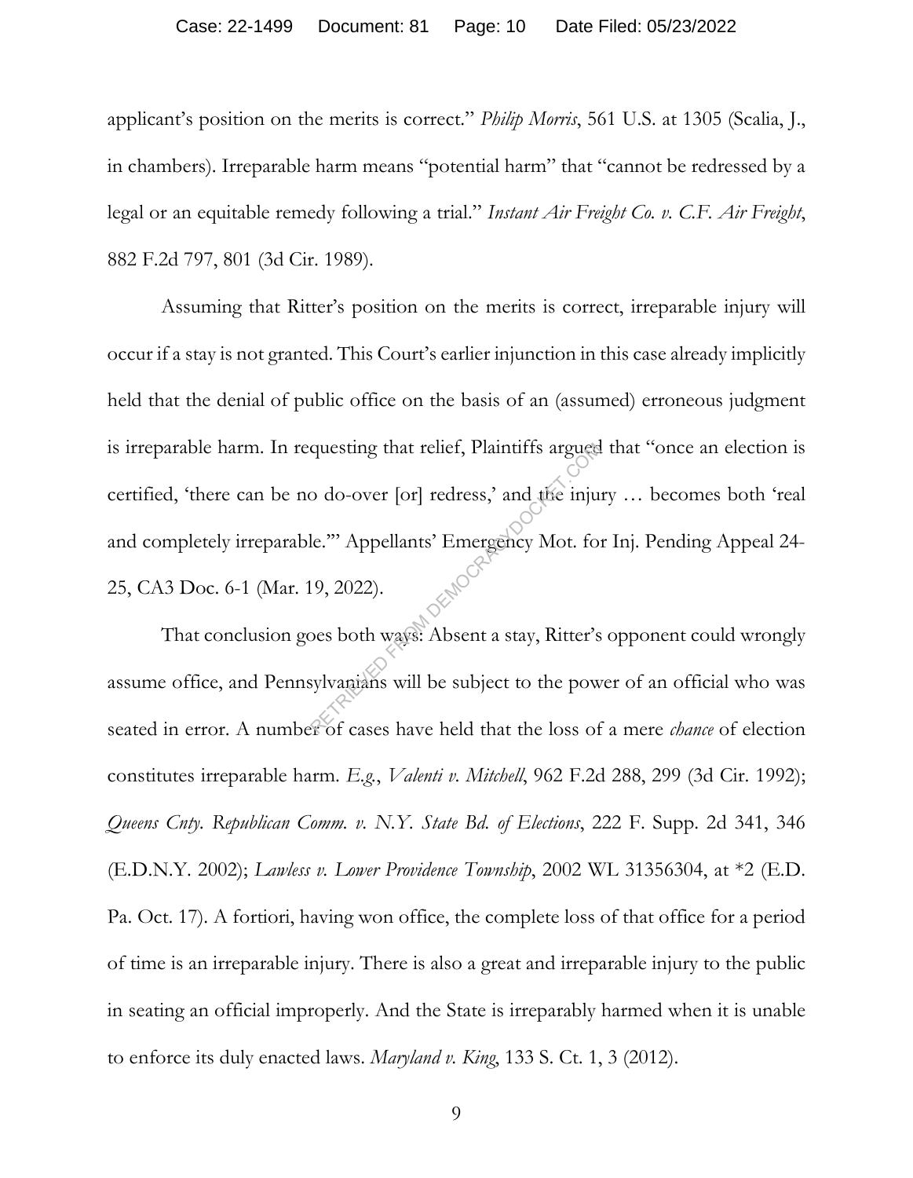applicant's position on the merits is correct." *Philip Morris*, 561 U.S. at 1305 (Scalia, J., in chambers). Irreparable harm means "potential harm" that "cannot be redressed by a legal or an equitable remedy following a trial." *Instant Air Freight Co. v. C.F. Air Freight*, 882 F.2d 797, 801 (3d Cir. 1989).

Assuming that Ritter's position on the merits is correct, irreparable injury will occur if a stay is not granted. This Court's earlier injunction in this case already implicitly held that the denial of public office on the basis of an (assumed) erroneous judgment is irreparable harm. In requesting that relief, Plaintiffs argued that "once an election is certified, 'there can be no do-over [or] redress,' and the injury … becomes both 'real and completely irreparable.'" Appellants' Emergency Mot. for Inj. Pending Appeal 24-25, CA3 Doc. 6-1 (Mar. 19, 2022).

That conclusion goes both ways: Absent a stay, Ritter's opponent could wrongly assume office, and Pennsylvanians will be subject to the power of an official who was seated in error. A number of cases have held that the loss of a mere *chance* of election constitutes irreparable harm. *E.g.*, *Valenti v. Mitchell*, 962 F.2d 288, 299 (3d Cir. 1992); *Queens Cnty. Republican Comm. v. N.Y. State Bd. of Elections*, 222 F. Supp. 2d 341, 346 (E.D.N.Y. 2002); *Lawless v. Lower Providence Township*, 2002 WL 31356304, at *2 (E.D. Pa. Oct. 17). A fortiori, having won office, the complete loss of that office for a period of time is an irreparable injury. There is also a great and irreparable injury to the public in seating an official improperly. And the State is irreparably harmed when it is unable to enforce its duly enacted laws. *Maryland v. King*, 133 S. Ct. 1, 3 (2012).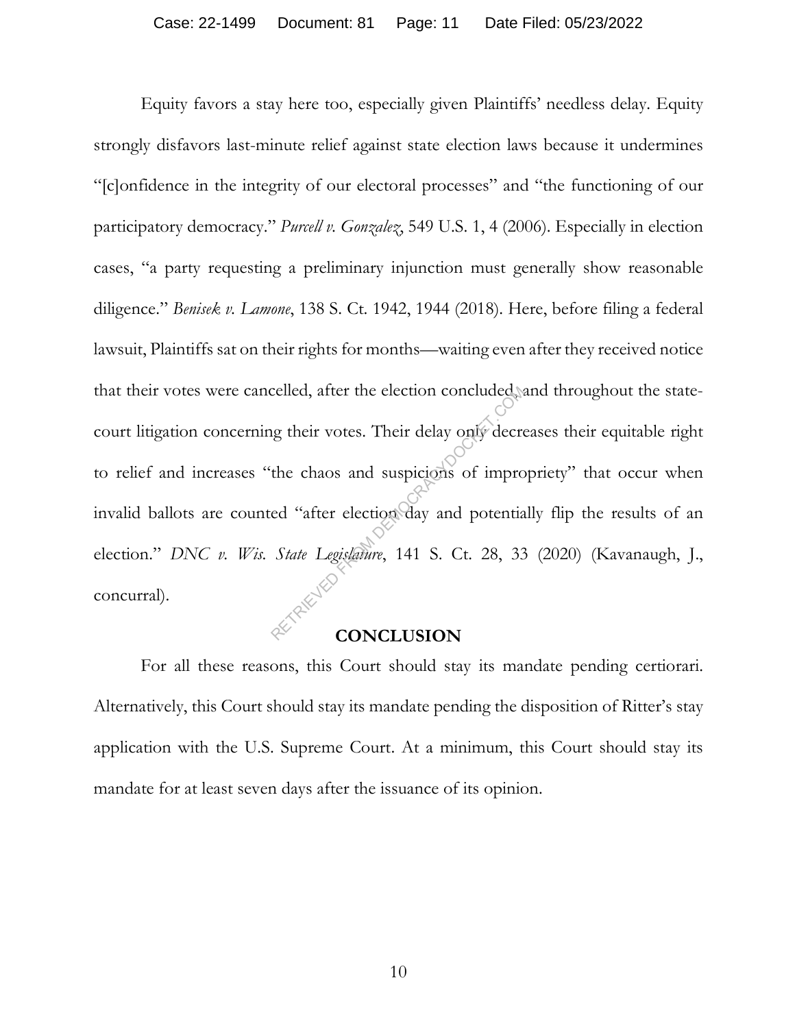Equity favors a stay here too, especially given Plaintiffs' needless delay. Equity strongly disfavors last-minute relief against state election laws because it undermines "[c]onfidence in the integrity of our electoral processes" and "the functioning of our participatory democracy." *Purcell v. Gonzalez*, 549 U.S. 1, 4 (2006). Especially in election cases, "a party requesting a preliminary injunction must generally show reasonable diligence." *Benisek v. Lamone*, 138 S. Ct. 1942, 1944 (2018). Here, before filing a federal lawsuit, Plaintiffs sat on their rights for months—waiting even after they received notice that their votes were cancelled, after the election concluded, and throughout the state-court litigation concerning their votes. Their delay only decreases their equitable right to relief and increases "the chaos and suspicions of impropriety" that occur when invalid ballots are counted "after election day and potentially flip the results of an election." *DNC v. Wis. State Legislature*, 141 S. Ct. 28, 33 (2020) (Kavanaugh, J., concurral).

## CONCLUSION

For all these reasons, this Court should stay its mandate pending certiorari. Alternatively, this Court should stay its mandate pending the disposition of Ritter's stay application with the U.S. Supreme Court. At a minimum, this Court should stay its mandate for at least seven days after the issuance of its opinion.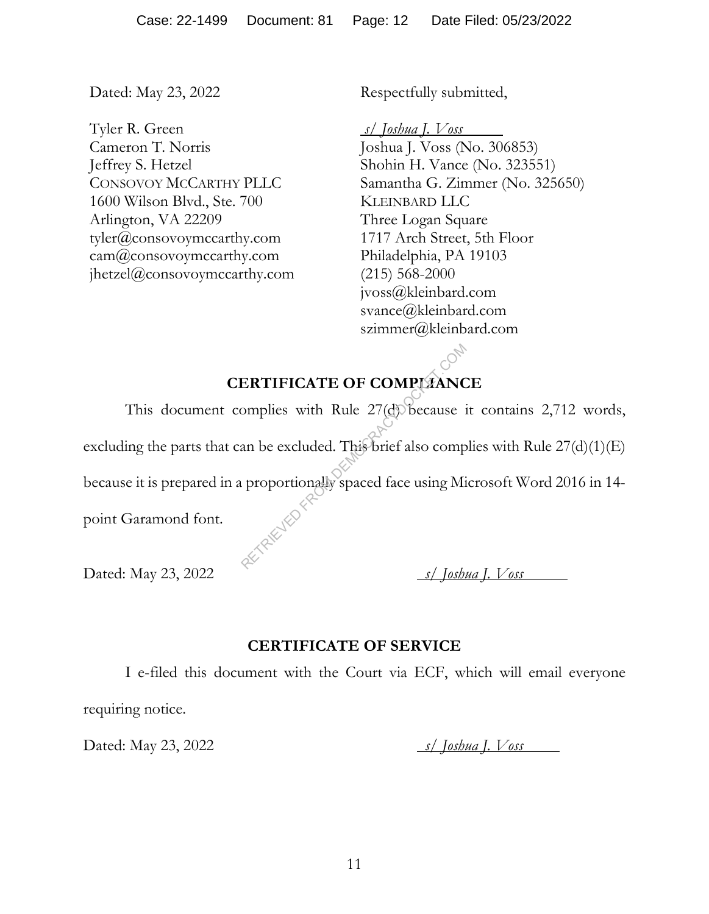Dated: May 23, 2022

Tyler R. Green
Cameron T. Norris
Jeffrey S. Hetzel
CONSOVOY MCCARTHY PLLC
1600 Wilson Blvd., Ste. 700
Arlington, VA 22209
tyler@consovoymccarthy.com
cam@consovoymccarthy.com
jhetzel@consovoymccarthy.com

Respectfully submitted,

*s/ Joshua J. Voss*
Joshua J. Voss (No. 306853)
Shohin H. Vance (No. 323551)
Samantha G. Zimmer (No. 325650)
KLEINBARD LLC
Three Logan Square
1717 Arch Street, 5th Floor
Philadelphia, PA 19103
(215) 568-2000
jvoss@kleinbard.com
svance@kleinbard.com
szimmer@kleinbard.com

## CERTIFICATE OF COMPLIANCE

This document complies with Rule 27(d) because it contains 2,712 words, excluding the parts that can be excluded. This brief also complies with Rule 27(d)(1)(E) because it is prepared in a proportionally spaced face using Microsoft Word 2016 in 14-point Garamond font.

Dated: May 23, 2022 *s/ Joshua J. Voss*

## CERTIFICATE OF SERVICE

I e-filed this document with the Court via ECF, which will email everyone requiring notice.

Dated: May 23, 2022 *s/ Joshua J. Voss*